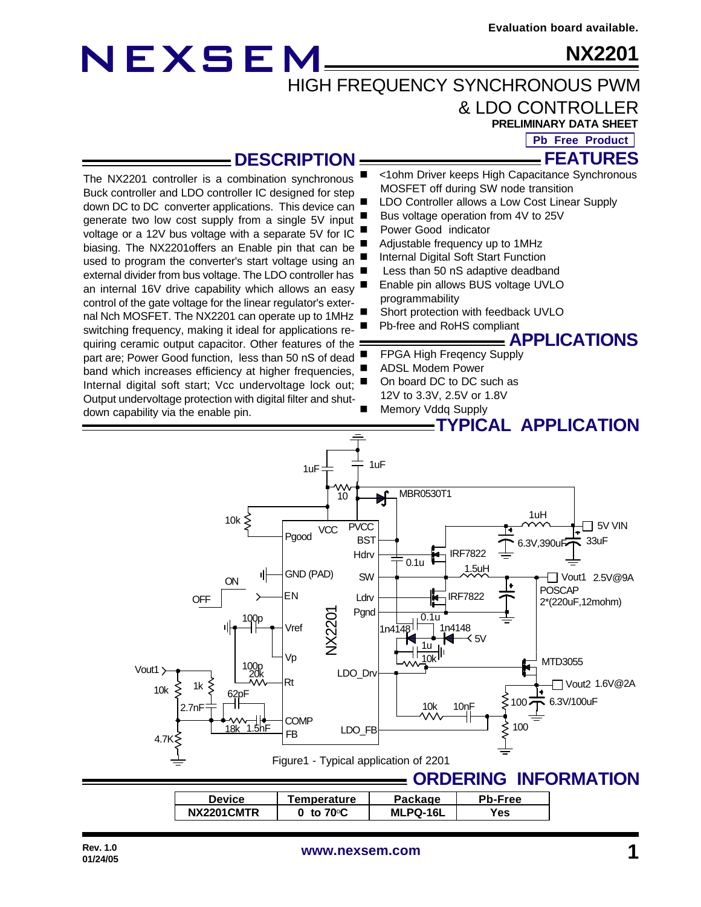Evaluation board available.

# NEXSEM NX2201

## HIGH FREQUENCY SYNCHRONOUS PWM & LDO CONTROLLER

**PRELIMINARY DATA SHEET**

**Pb Free Product**

## DESCRIPTION

The NX2201 controller is a combination synchronous Buck controller and LDO controller IC designed for step down DC to DC converter applications. This device can generate two low cost supply from a single 5V input voltage or a 12V bus voltage with a separate 5V for IC biasing. The NX2201offers an Enable pin that can be used to program the converter's start voltage using an external divider from bus voltage. The LDO controller has an internal 16V drive capability which allows an easy control of the gate voltage for the linear regulator's external Nch MOSFET. The NX2201 can operate up to 1MHz switching frequency, making it ideal for applications requiring ceramic output capacitor. Other features of the part are; Power Good function, less than 50 nS of dead band which increases efficiency at higher frequencies, Internal digital soft start; Vcc undervoltage lock out; Output undervoltage protection with digital filter and shutdown capability via the enable pin.

## FEATURES

- <1ohm Driver keeps High Capacitance Synchronous MOSFET off during SW node transition
- LDO Controller allows a Low Cost Linear Supply
- Bus voltage operation from 4V to 25V
- Power Good indicator
- Adjustable frequency up to 1MHz
- Internal Digital Soft Start Function
- Less than 50 nS adaptive deadband
- Enable pin allows BUS voltage UVLO programmability
- Short protection with feedback UVLO
- Pb-free and RoHS compliant

## APPLICATIONS

- FPGA High Freqency Supply
- ADSL Modem Power
- On board DC to DC such as 12V to 3.3V, 2.5V or 1.8V
- Memory Vddq Supply

## TYPICAL APPLICATION

Figure1 - Typical application of 2201

## ORDERING INFORMATION

| Device | Temperature | Package | Pb-Free |
|---|---|---|---|
| NX2201CMTR | 0 to 70°C | MLPQ-16L | Yes |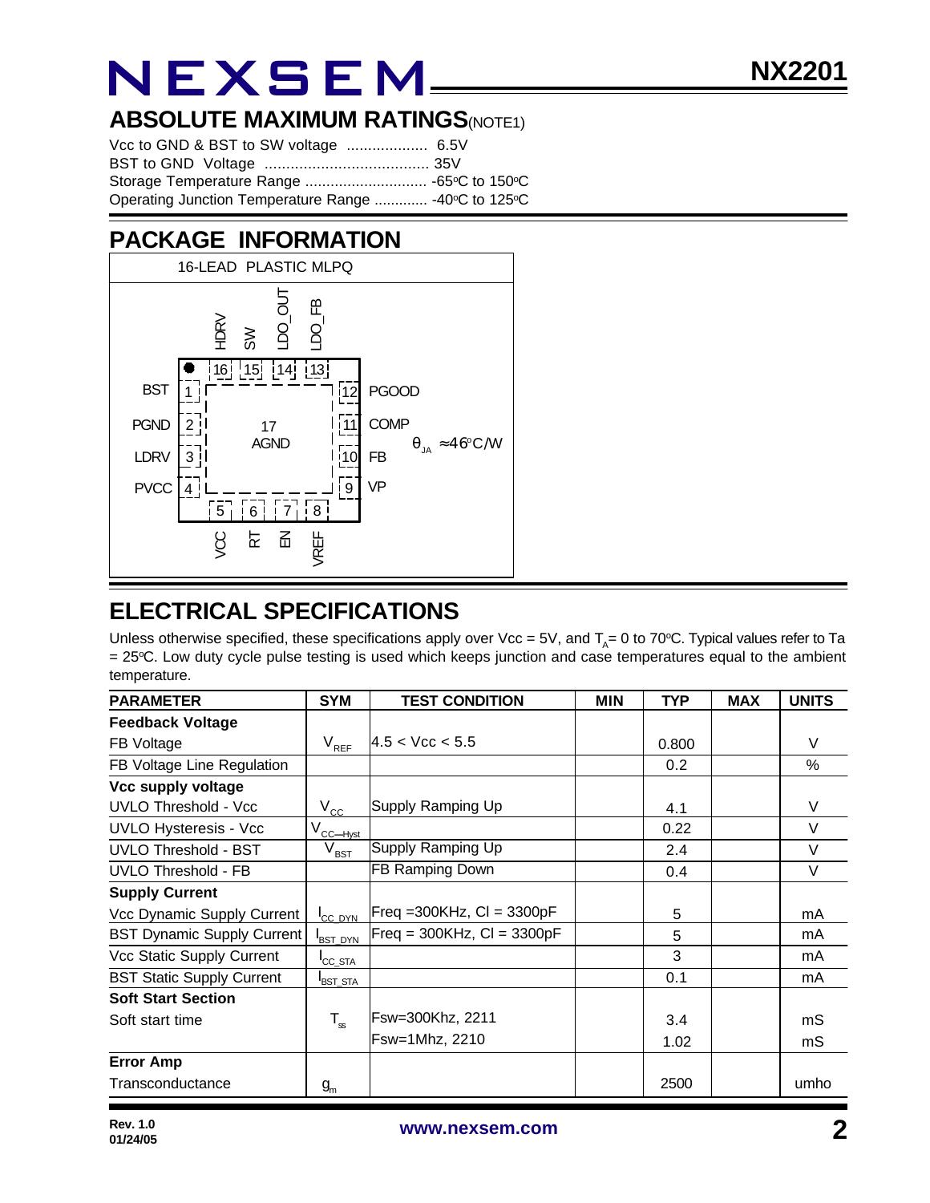## ABSOLUTE MAXIMUM RATINGS(NOTE1)

Vcc to GND & BST to SW voltage ................... 6.5V
BST to GND Voltage ...................................... 35V
Storage Temperature Range ............................. -65°C to 150°C
Operating Junction Temperature Range ............. -40°C to 125°C

## PACKAGE INFORMATION

16-LEAD PLASTIC MLPQ

| Pin | Name |
|---|---|
| 1 | BST |
| 2 | PGND |
| 3 | LDRV |
| 4 | PVCC |
| 5 | VCC |
| 6 | RT |
| 7 | EN |
| 8 | VREF |
| 9 | VP |
| 10 | FB |
| 11 | COMP |
| 12 | PGOOD |
| 13 | LDO_FB |
| 14 | LDO_OUT |
| 15 | SW |
| 16 | HDRV |
| 17 | AGND |

$\theta_{JA} \approx 46°C/W$

## ELECTRICAL SPECIFICATIONS

Unless otherwise specified, these specifications apply over Vcc = 5V, and $T_A$= 0 to 70°C. Typical values refer to Ta = 25°C. Low duty cycle pulse testing is used which keeps junction and case temperatures equal to the ambient temperature.

| PARAMETER | SYM | TEST CONDITION | MIN | TYP | MAX | UNITS |
|---|---|---|---|---|---|---|
| **Feedback Voltage** | | | | | | |
| FB Voltage | $V_{REF}$ | 4.5 < Vcc < 5.5 | | 0.800 | | V |
| FB Voltage Line Regulation | | | | 0.2 | | % |
| **Vcc supply voltage** | | | | | | |
| UVLO Threshold - Vcc | $V_{CC}$ | Supply Ramping Up | | 4.1 | | V |
| UVLO Hysteresis - Vcc | $V_{CC\_Hyst}$ | | | 0.22 | | V |
| UVLO Threshold - BST | $V_{BST}$ | Supply Ramping Up | | 2.4 | | V |
| UVLO Threshold - FB | | FB Ramping Down | | 0.4 | | V |
| **Supply Current** | | | | | | |
| Vcc Dynamic Supply Current | $I_{CC\_DYN}$ | Freq =300KHz, Cl = 3300pF | | 5 | | mA |
| BST Dynamic Supply Current | $I_{BST\_DYN}$ | Freq = 300KHz, Cl = 3300pF | | 5 | | mA |
| Vcc Static Supply Current | $I_{CC\_STA}$ | | | 3 | | mA |
| BST Static Supply Current | $I_{BST\_STA}$ | | | 0.1 | | mA |
| **Soft Start Section** | | | | | | |
| Soft start time | $T_{ss}$ | Fsw=300Khz, 2211 | | 3.4 | | mS |
| | | Fsw=1Mhz, 2210 | | 1.02 | | mS |
| **Error Amp** | | | | | | |
| Transconductance | $g_m$ | | | 2500 | | umho |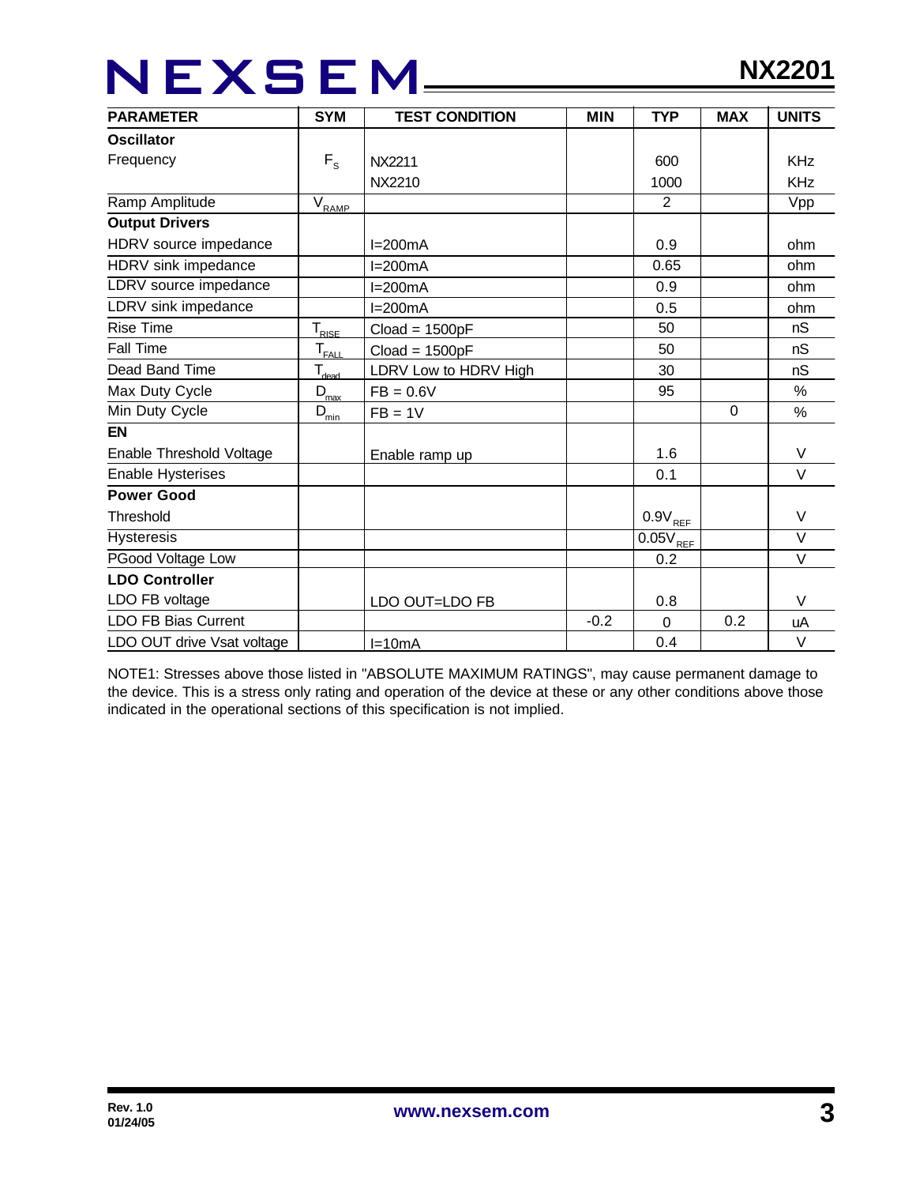| PARAMETER | SYM | TEST CONDITION | MIN | TYP | MAX | UNITS |
|---|---|---|---|---|---|---|
| **Oscillator** | | | | | | |
| Frequency | $F_S$ | NX2211 | | 600 | | KHz |
| | | NX2210 | | 1000 | | KHz |
| Ramp Amplitude | $V_{RAMP}$ | | | 2 | | Vpp |
| **Output Drivers** | | | | | | |
| HDRV source impedance | | I=200mA | | 0.9 | | ohm |
| HDRV sink impedance | | I=200mA | | 0.65 | | ohm |
| LDRV source impedance | | I=200mA | | 0.9 | | ohm |
| LDRV sink impedance | | I=200mA | | 0.5 | | ohm |
| Rise Time | $T_{RISE}$ | Cload = 1500pF | | 50 | | nS |
| Fall Time | $T_{FALL}$ | Cload = 1500pF | | 50 | | nS |
| Dead Band Time | $T_{dead}$ | LDRV Low to HDRV High | | 30 | | nS |
| Max Duty Cycle | $D_{max}$ | FB = 0.6V | | 95 | | % |
| Min Duty Cycle | $D_{min}$ | FB = 1V | | | 0 | % |
| **EN** | | | | | | |
| Enable Threshold Voltage | | Enable ramp up | | 1.6 | | V |
| Enable Hysterises | | | | 0.1 | | V |
| **Power Good** | | | | | | |
| Threshold | | | | $0.9V_{REF}$ | | V |
| Hysteresis | | | | $0.05V_{REF}$ | | V |
| PGood Voltage Low | | | | 0.2 | | V |
| **LDO Controller** | | | | | | |
| LDO FB voltage | | LDO OUT=LDO FB | | 0.8 | | V |
| LDO FB Bias Current | | | -0.2 | 0 | 0.2 | uA |
| LDO OUT drive Vsat voltage | | I=10mA | | 0.4 | | V |

NOTE1: Stresses above those listed in "ABSOLUTE MAXIMUM RATINGS", may cause permanent damage to the device. This is a stress only rating and operation of the device at these or any other conditions above those indicated in the operational sections of this specification is not implied.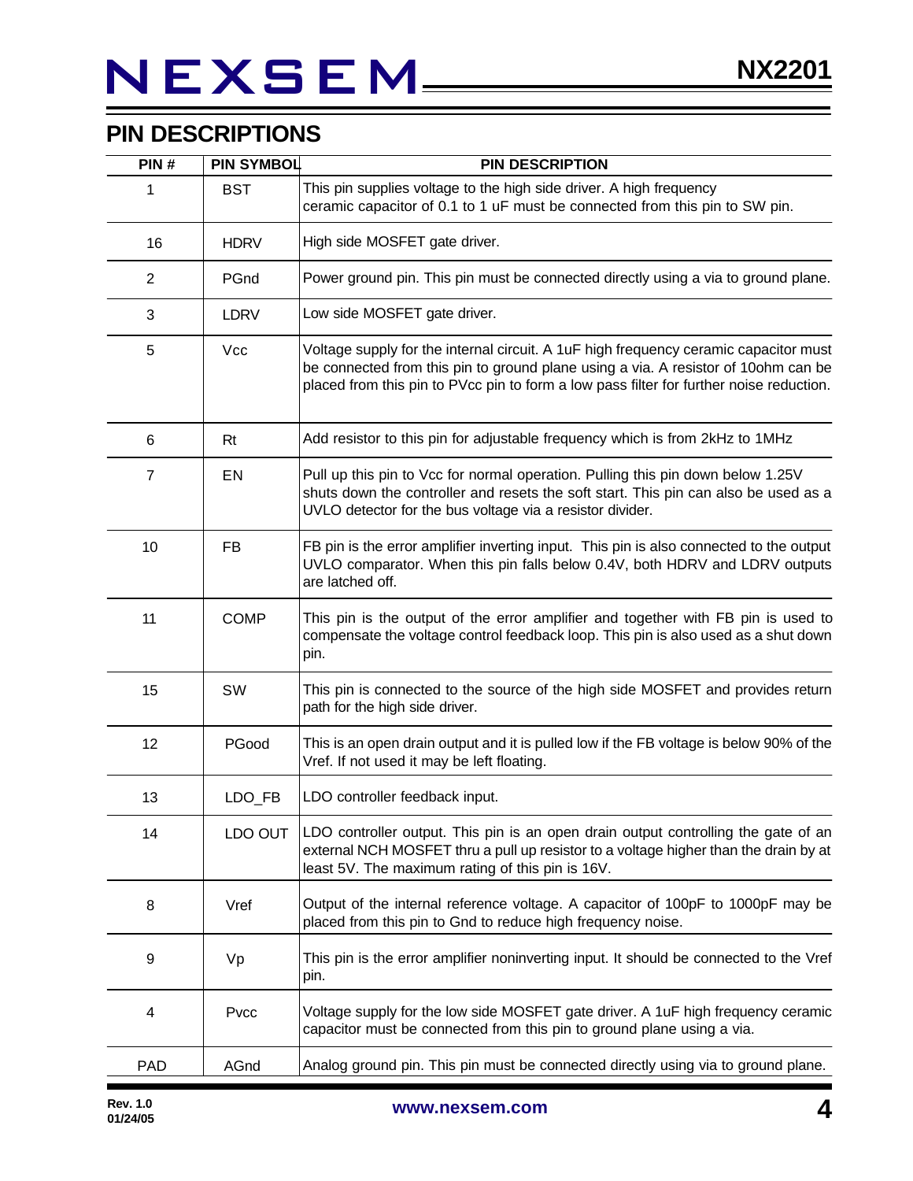## PIN DESCRIPTIONS

| PIN # | PIN SYMBOL | PIN DESCRIPTION |
|---|---|---|
| 1 | BST | This pin supplies voltage to the high side driver. A high frequency ceramic capacitor of 0.1 to 1 uF must be connected from this pin to SW pin. |
| 16 | HDRV | High side MOSFET gate driver. |
| 2 | PGnd | Power ground pin. This pin must be connected directly using a via to ground plane. |
| 3 | LDRV | Low side MOSFET gate driver. |
| 5 | Vcc | Voltage supply for the internal circuit. A 1uF high frequency ceramic capacitor must be connected from this pin to ground plane using a via. A resistor of 10ohm can be placed from this pin to PVcc pin to form a low pass filter for further noise reduction. |
| 6 | Rt | Add resistor to this pin for adjustable frequency which is from 2kHz to 1MHz |
| 7 | EN | Pull up this pin to Vcc for normal operation. Pulling this pin down below 1.25V shuts down the controller and resets the soft start. This pin can also be used as a UVLO detector for the bus voltage via a resistor divider. |
| 10 | FB | FB pin is the error amplifier inverting input. This pin is also connected to the output UVLO comparator. When this pin falls below 0.4V, both HDRV and LDRV outputs are latched off. |
| 11 | COMP | This pin is the output of the error amplifier and together with FB pin is used to compensate the voltage control feedback loop. This pin is also used as a shut down pin. |
| 15 | SW | This pin is connected to the source of the high side MOSFET and provides return path for the high side driver. |
| 12 | PGood | This is an open drain output and it is pulled low if the FB voltage is below 90% of the Vref. If not used it may be left floating. |
| 13 | LDO_FB | LDO controller feedback input. |
| 14 | LDO OUT | LDO controller output. This pin is an open drain output controlling the gate of an external NCH MOSFET thru a pull up resistor to a voltage higher than the drain by at least 5V. The maximum rating of this pin is 16V. |
| 8 | Vref | Output of the internal reference voltage. A capacitor of 100pF to 1000pF may be placed from this pin to Gnd to reduce high frequency noise. |
| 9 | Vp | This pin is the error amplifier noninverting input. It should be connected to the Vref pin. |
| 4 | Pvcc | Voltage supply for the low side MOSFET gate driver. A 1uF high frequency ceramic capacitor must be connected from this pin to ground plane using a via. |
| PAD | AGnd | Analog ground pin. This pin must be connected directly using via to ground plane. |